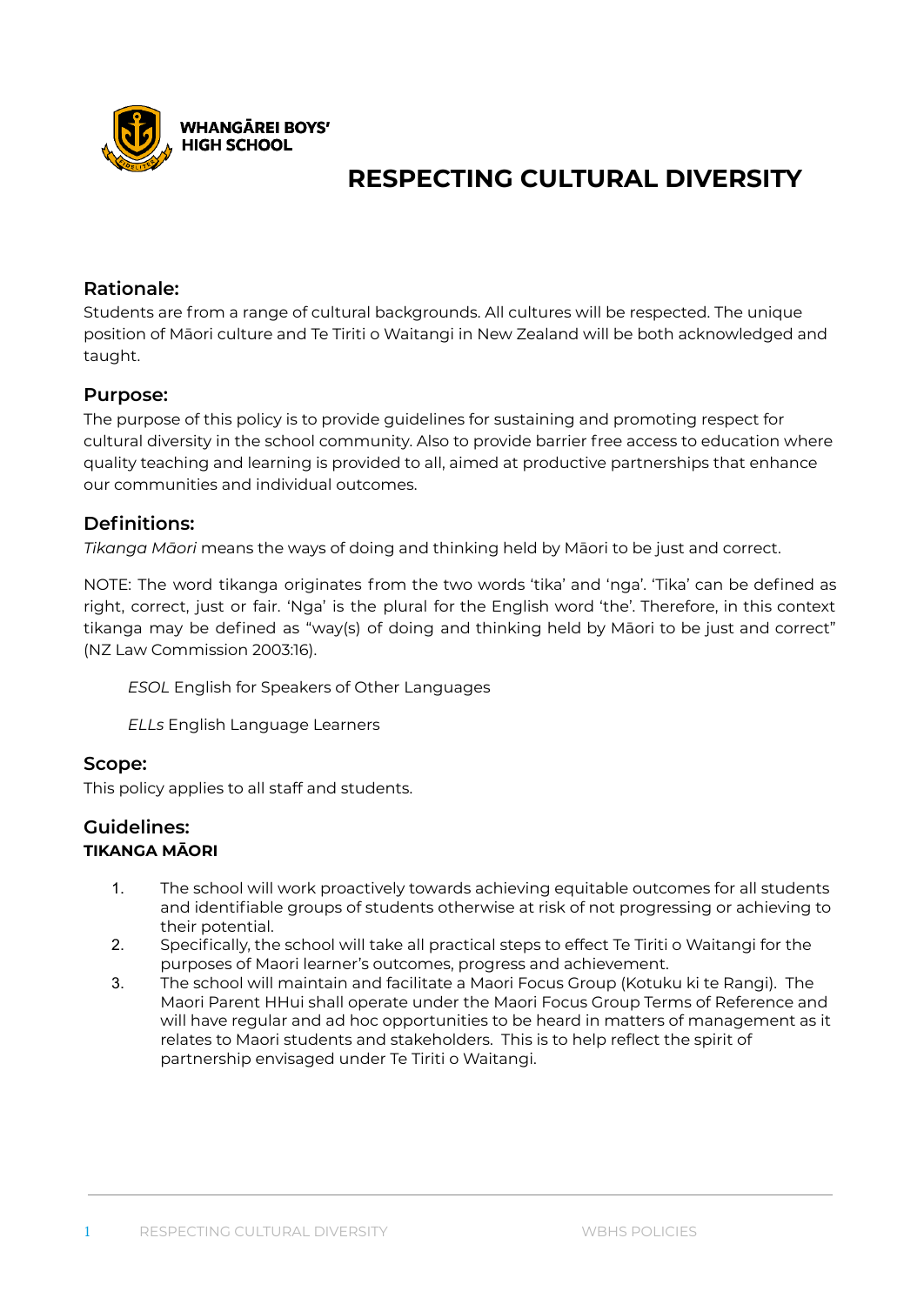WHANGĀREI BOYS' HIGH SCHOOL

# RESPECTING CULTURAL DIVERSITY

## Rationale:

Students are from a range of cultural backgrounds. All cultures will be respected. The unique position of Māori culture and Te Tiriti o Waitangi in New Zealand will be both acknowledged and taught.

## Purpose:

The purpose of this policy is to provide guidelines for sustaining and promoting respect for cultural diversity in the school community. Also to provide barrier free access to education where quality teaching and learning is provided to all, aimed at productive partnerships that enhance our communities and individual outcomes.

## Definitions:

*Tikanga Māori* means the ways of doing and thinking held by Māori to be just and correct.

NOTE: The word tikanga originates from the two words 'tika' and 'nga'. 'Tika' can be defined as right, correct, just or fair. 'Nga' is the plural for the English word 'the'. Therefore, in this context tikanga may be defined as "way(s) of doing and thinking held by Māori to be just and correct" (NZ Law Commission 2003:16).

*ESOL* English for Speakers of Other Languages

*ELLs* English Language Learners

## Scope:

This policy applies to all staff and students.

## Guidelines:

**TIKANGA MĀORI**

1. The school will work proactively towards achieving equitable outcomes for all students and identifiable groups of students otherwise at risk of not progressing or achieving to their potential.
2. Specifically, the school will take all practical steps to effect Te Tiriti o Waitangi for the purposes of Maori learner's outcomes, progress and achievement.
3. The school will maintain and facilitate a Maori Focus Group (Kotuku ki te Rangi). The Maori Parent HHui shall operate under the Maori Focus Group Terms of Reference and will have regular and ad hoc opportunities to be heard in matters of management as it relates to Maori students and stakeholders. This is to help reflect the spirit of partnership envisaged under Te Tiriti o Waitangi.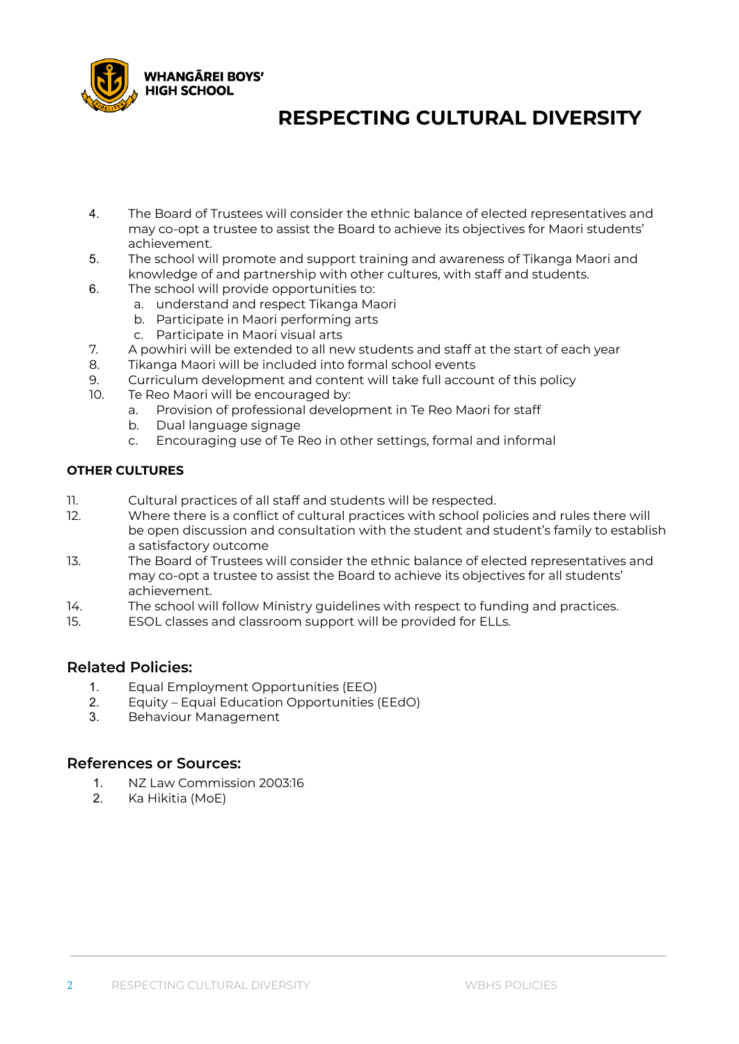# RESPECTING CULTURAL DIVERSITY

4. The Board of Trustees will consider the ethnic balance of elected representatives and may co-opt a trustee to assist the Board to achieve its objectives for Maori students' achievement.
5. The school will promote and support training and awareness of Tikanga Maori and knowledge of and partnership with other cultures, with staff and students.
6. The school will provide opportunities to:
   a. understand and respect Tikanga Maori
   b. Participate in Maori performing arts
   c. Participate in Maori visual arts
7. A powhiri will be extended to all new students and staff at the start of each year
8. Tikanga Maori will be included into formal school events
9. Curriculum development and content will take full account of this policy
10. Te Reo Maori will be encouraged by:
    a. Provision of professional development in Te Reo Maori for staff
    b. Dual language signage
    c. Encouraging use of Te Reo in other settings, formal and informal

**OTHER CULTURES**

11. Cultural practices of all staff and students will be respected.
12. Where there is a conflict of cultural practices with school policies and rules there will be open discussion and consultation with the student and student's family to establish a satisfactory outcome
13. The Board of Trustees will consider the ethnic balance of elected representatives and may co-opt a trustee to assist the Board to achieve its objectives for all students' achievement.
14. The school will follow Ministry guidelines with respect to funding and practices.
15. ESOL classes and classroom support will be provided for ELLs.

## Related Policies:

1. Equal Employment Opportunities (EEO)
2. Equity – Equal Education Opportunities (EEdO)
3. Behaviour Management

## References or Sources:

1. NZ Law Commission 2003:16
2. Ka Hikitia (MoE)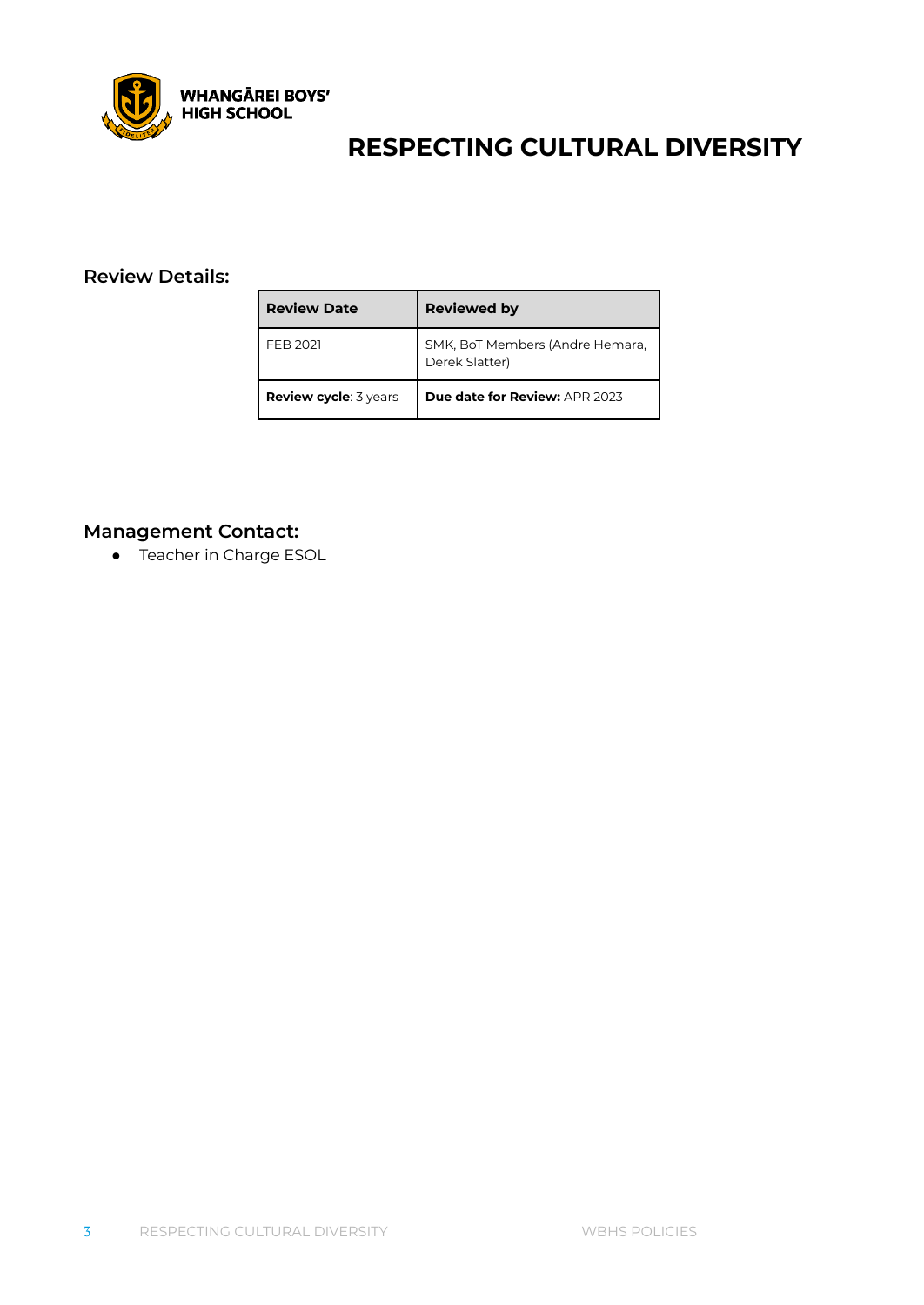# RESPECTING CULTURAL DIVERSITY

### Review Details:

| Review Date | Reviewed by |
|---|---|
| FEB 2021 | SMK, BoT Members (Andre Hemara, Derek Slatter) |
| **Review cycle**: 3 years | **Due date for Review:** APR 2023 |

### Management Contact:

- Teacher in Charge ESOL